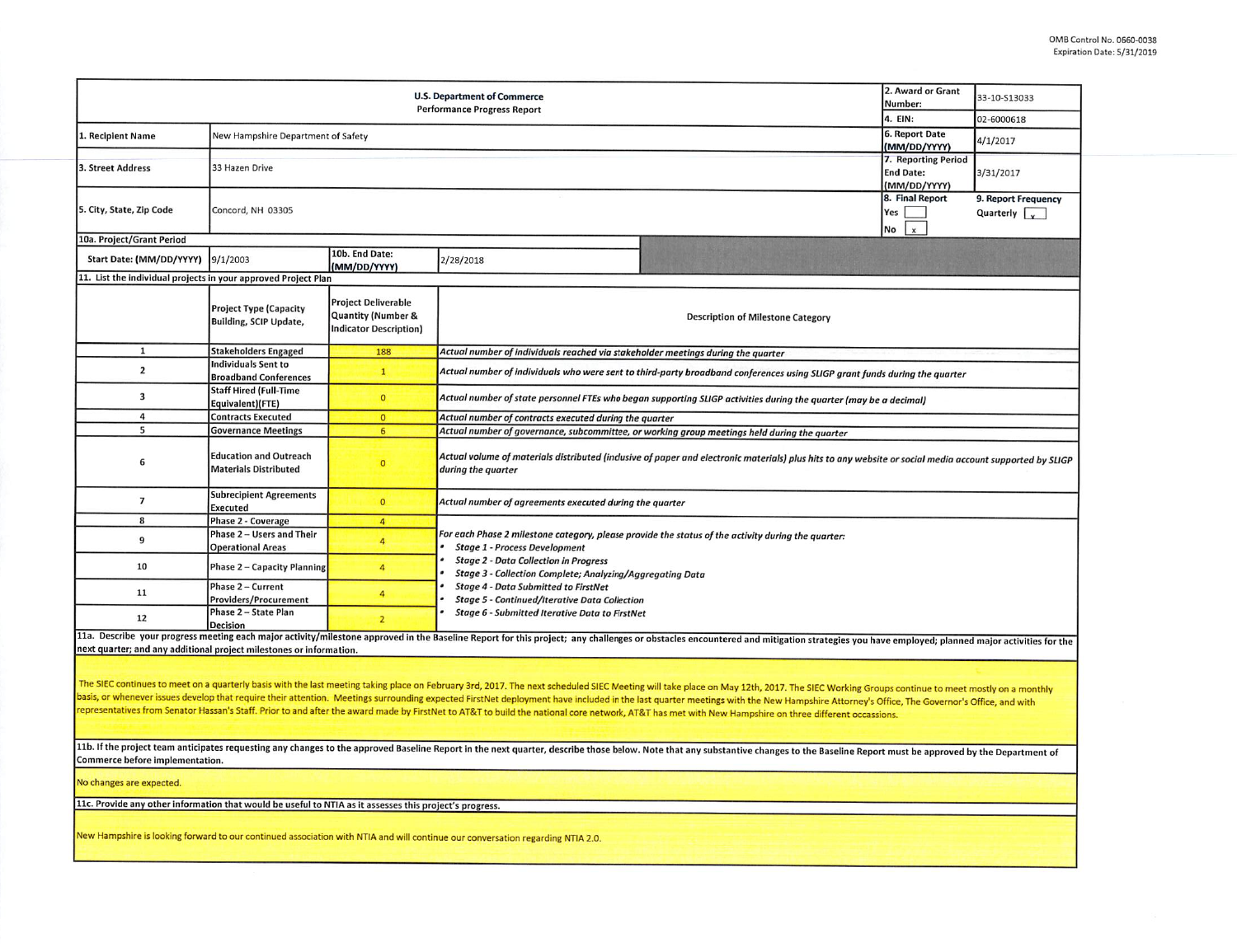OMB Control No. 0660-0038
Expiration Date: 5/31/2019

| U.S. Department of Commerce<br>Performance Progress Report | | | | 2. Award or Grant Number: | 33-10-S13033 |
|---|---|---|---|---|---|
| | | | | 4. EIN: | 02-6000618 |
| 1. Recipient Name | New Hampshire Department of Safety | | | 6. Report Date (MM/DD/YYYY) | 4/1/2017 |
| 3. Street Address | 33 Hazen Drive | | | 7. Reporting Period End Date: (MM/DD/YYYY) | 3/31/2017 |
| 5. City, State, Zip Code | Concord, NH 03305 | | | 8. Final Report<br>Yes [ ]<br>No [x] | 9. Report Frequency<br>Quarterly [x] |
| 10a. Project/Grant Period | | | | | |
| Start Date: (MM/DD/YYYY) | 9/1/2003 | 10b. End Date: (MM/DD/YYYY) | 2/28/2018 | | |

**11. List the individual projects in your approved Project Plan**

| | Project Type (Capacity Building, SCIP Update, | Project Deliverable Quantity (Number & Indicator Description) | Description of Milestone Category |
|---|---|---|---|
| 1 | Stakeholders Engaged | 188 | *Actual number of individuals reached via stakeholder meetings during the quarter* |
| 2 | Individuals Sent to Broadband Conferences | 1 | *Actual number of individuals who were sent to third-party broadband conferences using SLIGP grant funds during the quarter* |
| 3 | Staff Hired (Full-Time Equivalent)(FTE) | 0 | *Actual number of state personnel FTEs who began supporting SLIGP activities during the quarter (may be a decimal)* |
| 4 | Contracts Executed | 0 | *Actual number of contracts executed during the quarter* |
| 5 | Governance Meetings | 6 | *Actual number of governance, subcommittee, or working group meetings held during the quarter* |
| 6 | Education and Outreach Materials Distributed | 0 | *Actual volume of materials distributed (inclusive of paper and electronic materials) plus hits to any website or social media account supported by SLIGP during the quarter* |
| 7 | Subrecipient Agreements Executed | 0 | *Actual number of agreements executed during the quarter* |
| 8 | Phase 2 - Coverage | 4 | *For each Phase 2 milestone category, please provide the status of the activity during the quarter:*<br>• *Stage 1 - Process Development*<br>• *Stage 2 - Data Collection in Progress*<br>• *Stage 3 - Collection Complete; Analyzing/Aggregating Data*<br>• *Stage 4 - Data Submitted to FirstNet*<br>• *Stage 5 - Continued/Iterative Data Collection*<br>• *Stage 6 - Submitted Iterative Data to FirstNet* |
| 9 | Phase 2 – Users and Their Operational Areas | 4 | |
| 10 | Phase 2 – Capacity Planning | 4 | |
| 11 | Phase 2 – Current Providers/Procurement | 4 | |
| 12 | Phase 2 – State Plan Decision | 2 | |

**11a. Describe your progress meeting each major activity/milestone approved in the Baseline Report for this project; any challenges or obstacles encountered and mitigation strategies you have employed; planned major activities for the next quarter; and any additional project milestones or information.**

The SIEC continues to meet on a quarterly basis with the last meeting taking place on February 3rd, 2017. The next scheduled SIEC Meeting will take place on May 12th, 2017. The SIEC Working Groups continue to meet mostly on a monthly basis, or whenever issues develop that require their attention. Meetings surrounding expected FirstNet deployment have included in the last quarter meetings with the New Hampshire Attorney's Office, The Governor's Office, and with representatives from Senator Hassan's Staff. Prior to and after the award made by FirstNet to AT&T to build the national core network, AT&T has met with New Hampshire on three different occassions.

**11b. If the project team anticipates requesting any changes to the approved Baseline Report in the next quarter, describe those below. Note that any substantive changes to the Baseline Report must be approved by the Department of Commerce before implementation.**

No changes are expected.

**11c. Provide any other information that would be useful to NTIA as it assesses this project's progress.**

New Hampshire is looking forward to our continued association with NTIA and will continue our conversation regarding NTIA 2.0.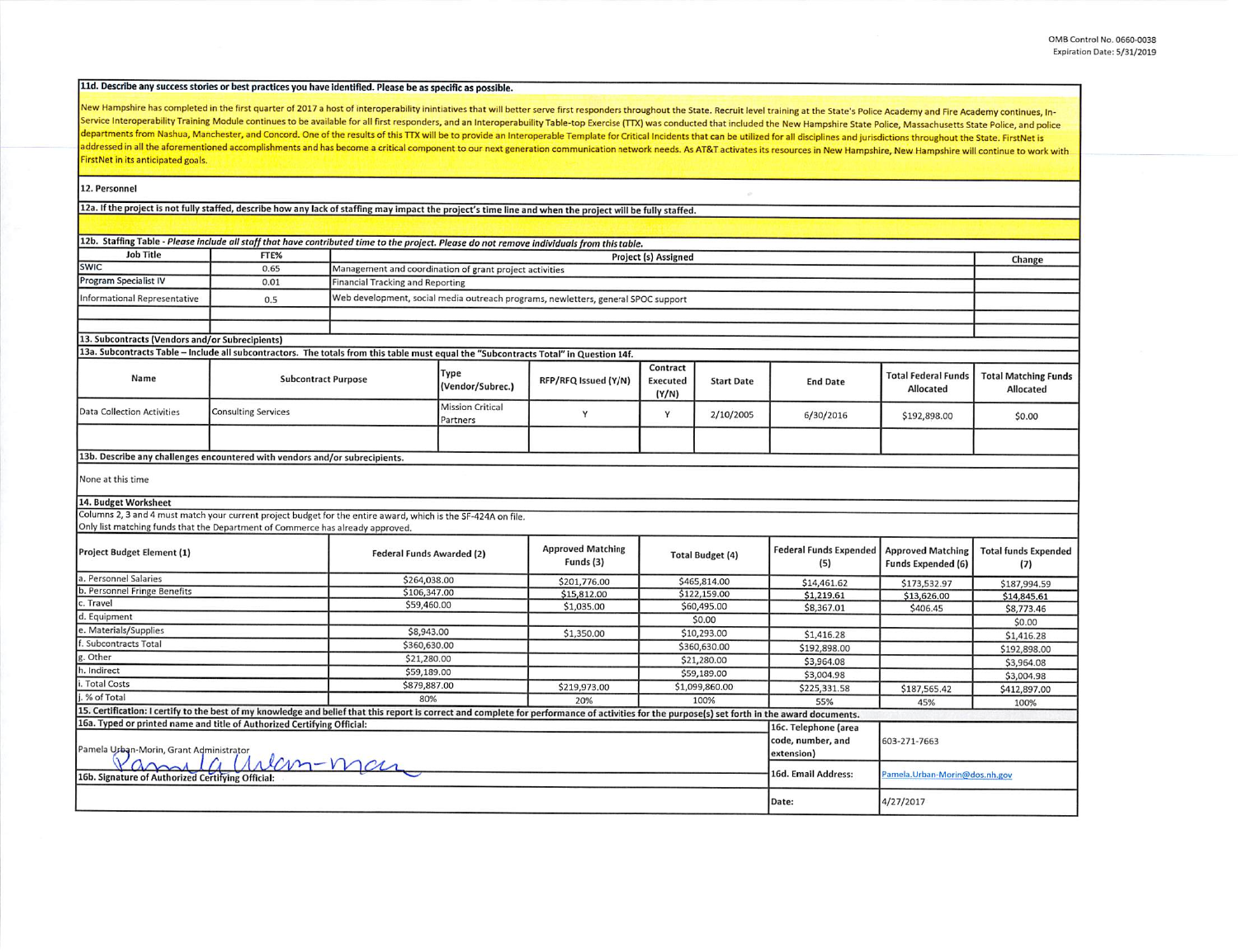OMB Control No. 0660-0038
Expiration Date: 5/31/2019

**11d. Describe any success stories or best practices you have identified. Please be as specific as possible.**

New Hampshire has completed in the first quarter of 2017 a host of interoperability inintiatives that will better serve first responders throughout the State. Recruit level training at the State's Police Academy and Fire Academy continues, In-Service Interoperability Training Module continues to be available for all first responders, and an Interoperabuility Table-top Exercise (TTX) was conducted that included the New Hampshire State Police, Massachusetts State Police, and police departments from Nashua, Manchester, and Concord. One of the results of this TTX will be to provide an Interoperable Template for Critical Incidents that can be utilized for all disciplines and jurisdictions throughout the State. FirstNet is addressed in all the aforementioned accomplishments and has become a critical component to our next generation communication network needs. As AT&T activates its resources in New Hampshire, New Hampshire will continue to work with FirstNet in its anticipated goals.

**12. Personnel**

**12a. If the project is not fully staffed, describe how any lack of staffing may impact the project's time line and when the project will be fully staffed.**

**12b. Staffing Table** - *Please include all staff that have contributed time to the project. Please do not remove individuals from this table.*

| Job Title | FTE% | Project (s) Assigned | Change |
|---|---|---|---|
| SWIC | 0.65 | Management and coordination of grant project activities | |
| Program Specialist IV | 0.01 | Financial Tracking and Reporting | |
| Informational Representative | 0.5 | Web development, social media outreach programs, newletters, general SPOC support | |
| | | | |
| | | | |

**13. Subcontracts (Vendors and/or Subrecipients)**

**13a. Subcontracts Table – Include all subcontractors. The totals from this table must equal the "Subcontracts Total" in Question 14f.**

| Name | Subcontract Purpose | Type (Vendor/Subrec.) | RFP/RFQ Issued (Y/N) | Contract Executed (Y/N) | Start Date | End Date | Total Federal Funds Allocated | Total Matching Funds Allocated |
|---|---|---|---|---|---|---|---|---|
| Data Collection Activities | Consulting Services | Mission Critical Partners | Y | Y | 2/10/2005 | 6/30/2016 | $192,898.00 | $0.00 |
| | | | | | | | | |

**13b. Describe any challenges encountered with vendors and/or subrecipients.**

None at this time

**14. Budget Worksheet**

Columns 2, 3 and 4 must match your current project budget for the entire award, which is the SF-424A on file.
Only list matching funds that the Department of Commerce has already approved.

| Project Budget Element (1) | Federal Funds Awarded (2) | Approved Matching Funds (3) | Total Budget (4) | Federal Funds Expended (5) | Approved Matching Funds Expended (6) | Total funds Expended (7) |
|---|---|---|---|---|---|---|
| a. Personnel Salaries | $264,038.00 | $201,776.00 | $465,814.00 | $14,461.62 | $173,532.97 | $187,994.59 |
| b. Personnel Fringe Benefits | $106,347.00 | $15,812.00 | $122,159.00 | $1,219.61 | $13,626.00 | $14,845.61 |
| c. Travel | $59,460.00 | $1,035.00 | $60,495.00 | $8,367.01 | $406.45 | $8,773.46 |
| d. Equipment | | | $0.00 | | | $0.00 |
| e. Materials/Supplies | $8,943.00 | $1,350.00 | $10,293.00 | $1,416.28 | | $1,416.28 |
| f. Subcontracts Total | $360,630.00 | | $360,630.00 | $192,898.00 | | $192,898.00 |
| g. Other | $21,280.00 | | $21,280.00 | $3,964.08 | | $3,964.08 |
| h. Indirect | $59,189.00 | | $59,189.00 | $3,004.98 | | $3,004.98 |
| i. Total Costs | $879,887.00 | $219,973.00 | $1,099,860.00 | $225,331.58 | $187,565.42 | $412,897.00 |
| j. % of Total | 80% | 20% | 100% | 55% | 45% | 100% |

**15. Certification: I certify to the best of my knowledge and belief that this report is correct and complete for performance of activities for the purpose(s) set forth in the award documents.**

**16a. Typed or printed name and title of Authorized Certifying Official:**

Pamela Urban-Morin, Grant Administrator

**16b. Signature of Authorized Certifying Official:** Pamela Urban-Morin

**16c. Telephone (area code, number, and extension):** 603-271-7663

**16d. Email Address:** Pamela.Urban-Morin@dos.nh.gov

**Date:** 4/27/2017